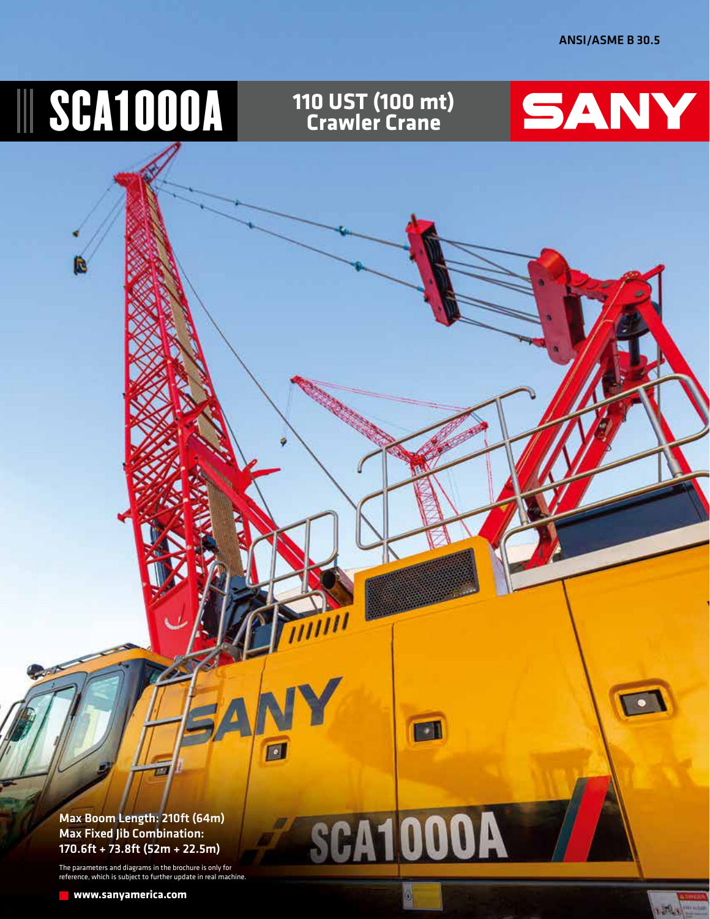ANSI/ASME B 30.5

# SCA1000A

## 110 UST (100 mt) Crawler Crane

SANY

**Max Boom Length: 210ft (64m)**
**Max Fixed Jib Combination: 170.6ft + 73.8ft (52m + 22.5m)**

The parameters and diagrams in the brochure is only for reference, which is subject to further update in real machine.

**www.sanyamerica.com**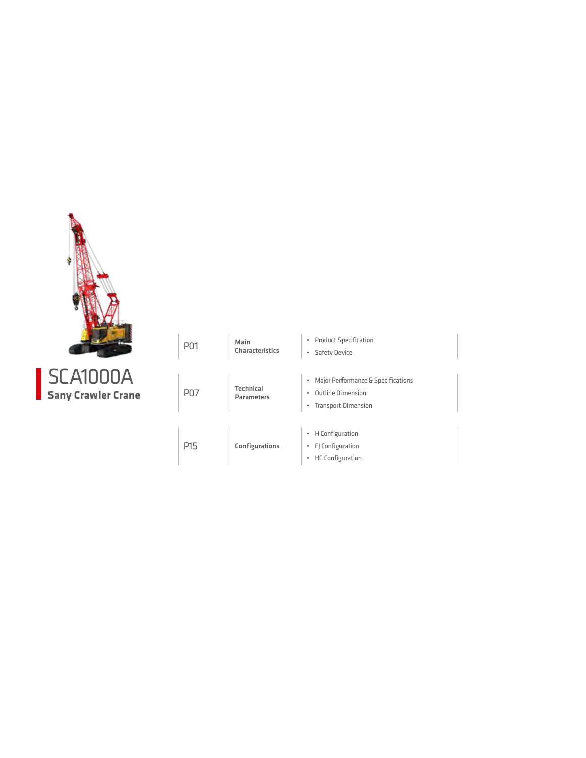# SCA1000A

## Sany Crawler Crane

| | | |
|---|---|---|
| P01 | **Main Characteristics** | • Product Specification<br>• Safety Device |
| P07 | **Technical Parameters** | • Major Performance & Specifications<br>• Outline Dimension<br>• Transport Dimension |
| P15 | **Configurations** | • H Configuration<br>• FJ Configuration<br>• HC Configuration |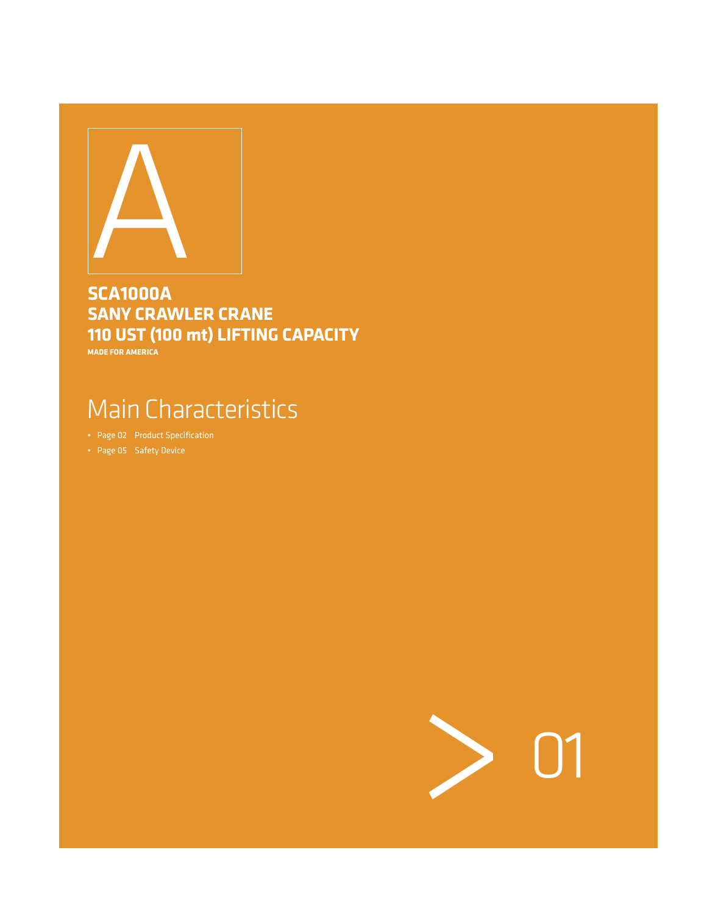A

**SCA1000A**
**SANY CRAWLER CRANE**
**110 UST (100 mt) LIFTING CAPACITY**
**MADE FOR AMERICA**

# Main Characteristics

- Page 02 Product Specification
- Page 05 Safety Device

> 01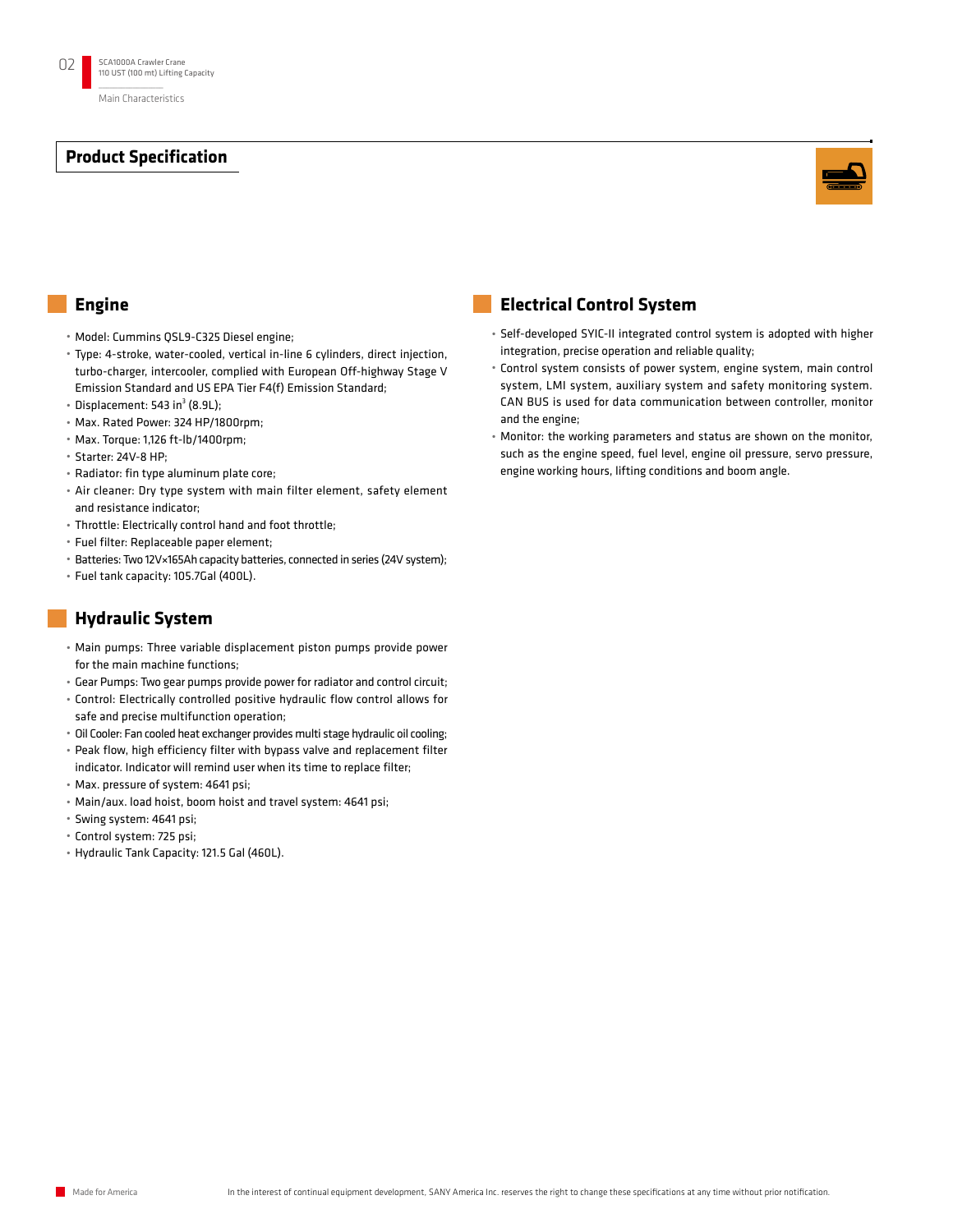## Product Specification

### Engine

- Model: Cummins QSL9-C325 Diesel engine;
- Type: 4-stroke, water-cooled, vertical in-line 6 cylinders, direct injection, turbo-charger, intercooler, complied with European Off-highway Stage V Emission Standard and US EPA Tier F4(f) Emission Standard;
- Displacement: 543 in$^3$ (8.9L);
- Max. Rated Power: 324 HP/1800rpm;
- Max. Torque: 1,126 ft-lb/1400rpm;
- Starter: 24V-8 HP;
- Radiator: fin type aluminum plate core;
- Air cleaner: Dry type system with main filter element, safety element and resistance indicator;
- Throttle: Electrically control hand and foot throttle;
- Fuel filter: Replaceable paper element;
- Batteries: Two 12V×165Ah capacity batteries, connected in series (24V system);
- Fuel tank capacity: 105.7Gal (400L).

### Hydraulic System

- Main pumps: Three variable displacement piston pumps provide power for the main machine functions;
- Gear Pumps: Two gear pumps provide power for radiator and control circuit;
- Control: Electrically controlled positive hydraulic flow control allows for safe and precise multifunction operation;
- Oil Cooler: Fan cooled heat exchanger provides multi stage hydraulic oil cooling;
- Peak flow, high efficiency filter with bypass valve and replacement filter indicator. Indicator will remind user when its time to replace filter;
- Max. pressure of system: 4641 psi;
- Main/aux. load hoist, boom hoist and travel system: 4641 psi;
- Swing system: 4641 psi;
- Control system: 725 psi;
- Hydraulic Tank Capacity: 121.5 Gal (460L).

### Electrical Control System

- Self-developed SYIC-II integrated control system is adopted with higher integration, precise operation and reliable quality;
- Control system consists of power system, engine system, main control system, LMI system, auxiliary system and safety monitoring system. CAN BUS is used for data communication between controller, monitor and the engine;
- Monitor: the working parameters and status are shown on the monitor, such as the engine speed, fuel level, engine oil pressure, servo pressure, engine working hours, lifting conditions and boom angle.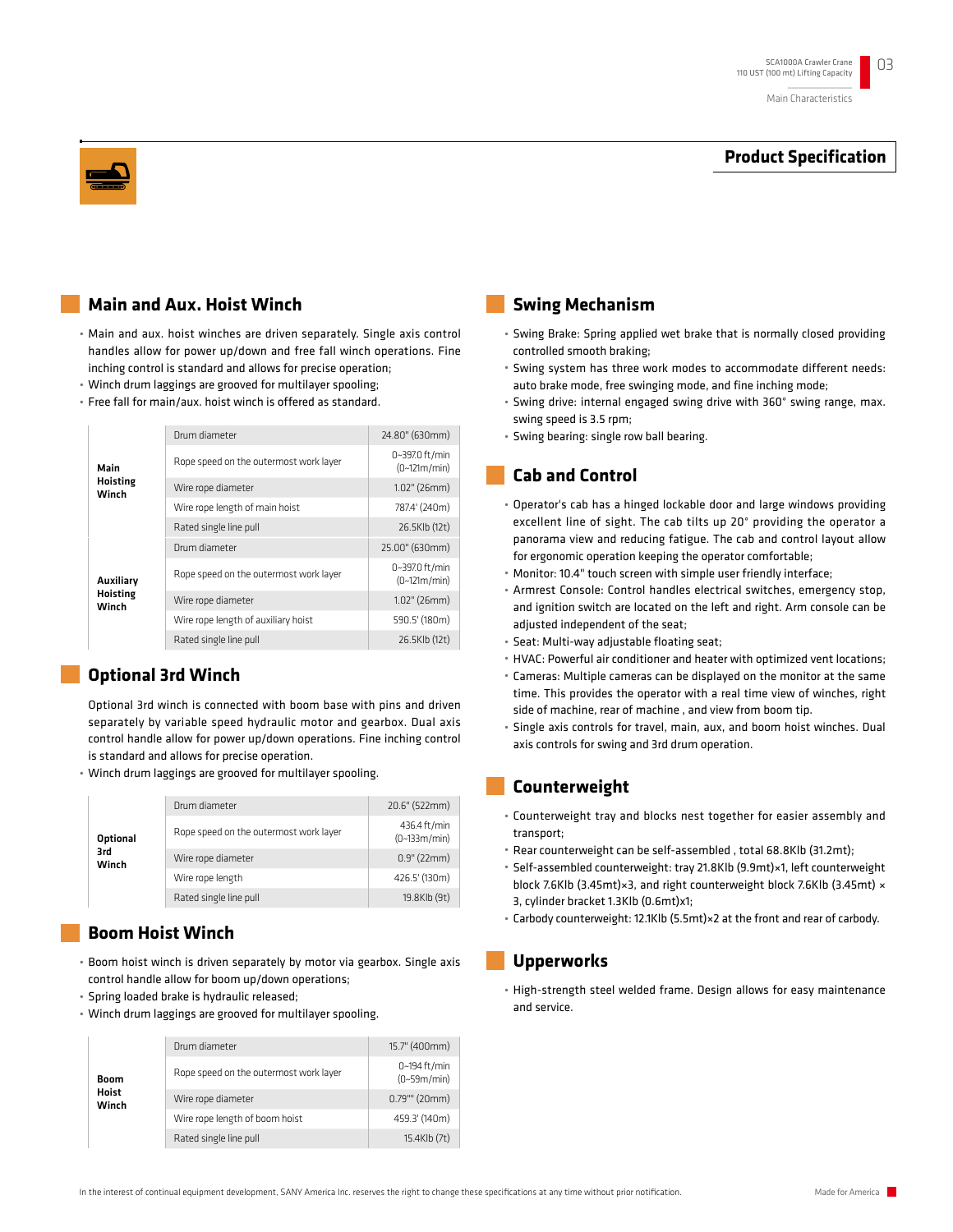## Product Specification

### Main and Aux. Hoist Winch

- Main and aux. hoist winches are driven separately. Single axis control handles allow for power up/down and free fall winch operations. Fine inching control is standard and allows for precise operation;
- Winch drum laggings are grooved for multilayer spooling;
- Free fall for main/aux. hoist winch is offered as standard.

| | | |
|---|---|---|
| **Main Hoisting Winch** | Drum diameter | 24.80" (630mm) |
| | Rope speed on the outermost work layer | 0~397.0 ft/min (0~121m/min) |
| | Wire rope diameter | 1.02" (26mm) |
| | Wire rope length of main hoist | 787.4' (240m) |
| | Rated single line pull | 26.5Klb (12t) |
| **Auxiliary Hoisting Winch** | Drum diameter | 25.00" (630mm) |
| | Rope speed on the outermost work layer | 0~397.0 ft/min (0~121m/min) |
| | Wire rope diameter | 1.02" (26mm) |
| | Wire rope length of auxiliary hoist | 590.5' (180m) |
| | Rated single line pull | 26.5Klb (12t) |

### Optional 3rd Winch

Optional 3rd winch is connected with boom base with pins and driven separately by variable speed hydraulic motor and gearbox. Dual axis control handle allow for power up/down operations. Fine inching control is standard and allows for precise operation.

- Winch drum laggings are grooved for multilayer spooling.

| | | |
|---|---|---|
| **Optional 3rd Winch** | Drum diameter | 20.6" (522mm) |
| | Rope speed on the outermost work layer | 436.4 ft/min (0~133m/min) |
| | Wire rope diameter | 0.9" (22mm) |
| | Wire rope length | 426.5' (130m) |
| | Rated single line pull | 19.8Klb (9t) |

### Boom Hoist Winch

- Boom hoist winch is driven separately by motor via gearbox. Single axis control handle allow for boom up/down operations;
- Spring loaded brake is hydraulic released;
- Winch drum laggings are grooved for multilayer spooling.

| | | |
|---|---|---|
| **Boom Hoist Winch** | Drum diameter | 15.7" (400mm) |
| | Rope speed on the outermost work layer | 0~194 ft/min (0~59m/min) |
| | Wire rope diameter | 0.79"" (20mm) |
| | Wire rope length of boom hoist | 459.3' (140m) |
| | Rated single line pull | 15.4Klb (7t) |

### Swing Mechanism

- Swing Brake: Spring applied wet brake that is normally closed providing controlled smooth braking;
- Swing system has three work modes to accommodate different needs: auto brake mode, free swinging mode, and fine inching mode;
- Swing drive: internal engaged swing drive with 360° swing range, max. swing speed is 3.5 rpm;
- Swing bearing: single row ball bearing.

### Cab and Control

- Operator's cab has a hinged lockable door and large windows providing excellent line of sight. The cab tilts up 20° providing the operator a panorama view and reducing fatigue. The cab and control layout allow for ergonomic operation keeping the operator comfortable;
- Monitor: 10.4" touch screen with simple user friendly interface;
- Armrest Console: Control handles electrical switches, emergency stop, and ignition switch are located on the left and right. Arm console can be adjusted independent of the seat;
- Seat: Multi-way adjustable floating seat;
- HVAC: Powerful air conditioner and heater with optimized vent locations;
- Cameras: Multiple cameras can be displayed on the monitor at the same time. This provides the operator with a real time view of winches, right side of machine, rear of machine , and view from boom tip.
- Single axis controls for travel, main, aux, and boom hoist winches. Dual axis controls for swing and 3rd drum operation.

### Counterweight

- Counterweight tray and blocks nest together for easier assembly and transport;
- Rear counterweight can be self-assembled , total 68.8Klb (31.2mt);
- Self-assembled counterweight: tray 21.8Klb (9.9mt)×1, left counterweight block 7.6Klb (3.45mt)×3, and right counterweight block 7.6Klb (3.45mt) × 3, cylinder bracket 1.3Klb (0.6mt)x1;
- Carbody counterweight: 12.1Klb (5.5mt)×2 at the front and rear of carbody.

### Upperworks

- High-strength steel welded frame. Design allows for easy maintenance and service.

In the interest of continual equipment development, SANY America Inc. reserves the right to change these specifications at any time without prior notification.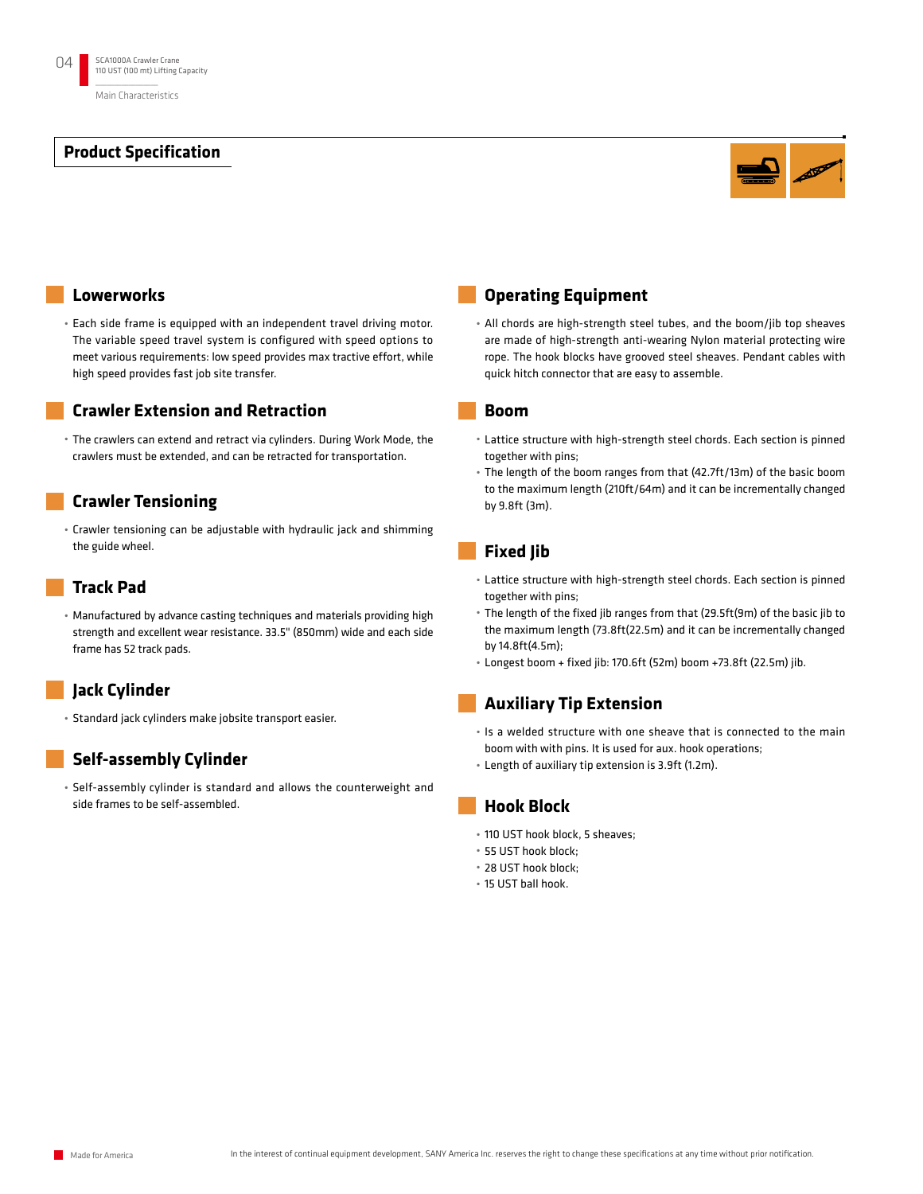## Product Specification

### Lowerworks

- Each side frame is equipped with an independent travel driving motor. The variable speed travel system is configured with speed options to meet various requirements: low speed provides max tractive effort, while high speed provides fast job site transfer.

### Crawler Extension and Retraction

- The crawlers can extend and retract via cylinders. During Work Mode, the crawlers must be extended, and can be retracted for transportation.

### Crawler Tensioning

- Crawler tensioning can be adjustable with hydraulic jack and shimming the guide wheel.

### Track Pad

- Manufactured by advance casting techniques and materials providing high strength and excellent wear resistance. 33.5" (850mm) wide and each side frame has 52 track pads.

### Jack Cylinder

- Standard jack cylinders make jobsite transport easier.

### Self-assembly Cylinder

- Self-assembly cylinder is standard and allows the counterweight and side frames to be self-assembled.

### Operating Equipment

- All chords are high-strength steel tubes, and the boom/jib top sheaves are made of high-strength anti-wearing Nylon material protecting wire rope. The hook blocks have grooved steel sheaves. Pendant cables with quick hitch connector that are easy to assemble.

### Boom

- Lattice structure with high-strength steel chords. Each section is pinned together with pins;
- The length of the boom ranges from that (42.7ft/13m) of the basic boom to the maximum length (210ft/64m) and it can be incrementally changed by 9.8ft (3m).

### Fixed Jib

- Lattice structure with high-strength steel chords. Each section is pinned together with pins;
- The length of the fixed jib ranges from that (29.5ft(9m) of the basic jib to the maximum length (73.8ft(22.5m) and it can be incrementally changed by 14.8ft(4.5m);
- Longest boom + fixed jib: 170.6ft (52m) boom +73.8ft (22.5m) jib.

### Auxiliary Tip Extension

- Is a welded structure with one sheave that is connected to the main boom with with pins. It is used for aux. hook operations;
- Length of auxiliary tip extension is 3.9ft (1.2m).

### Hook Block

- 110 UST hook block, 5 sheaves;
- 55 UST hook block;
- 28 UST hook block;
- 15 UST ball hook.

In the interest of continual equipment development, SANY America Inc. reserves the right to change these specifications at any time without prior notification.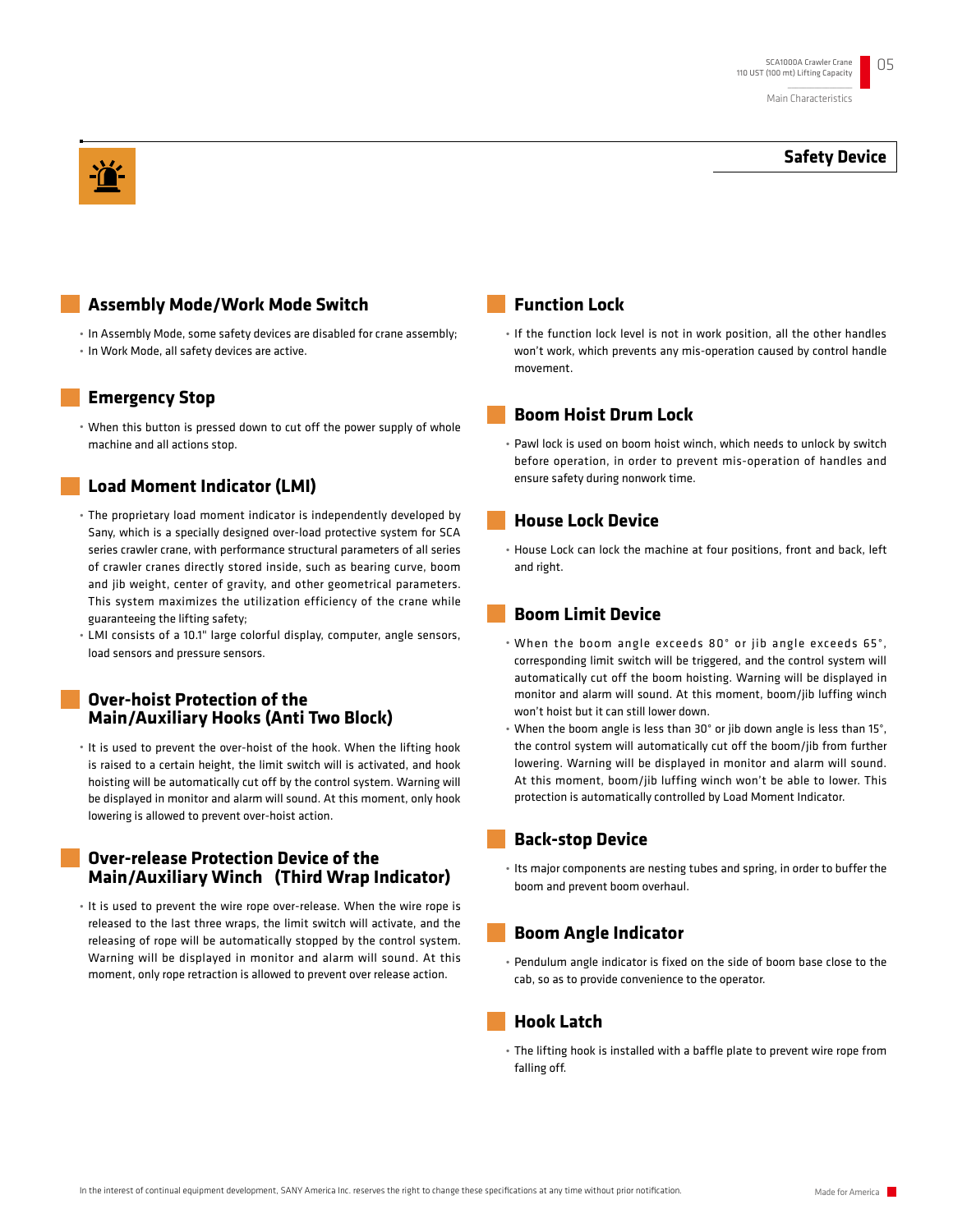## Safety Device

### Assembly Mode/Work Mode Switch

- In Assembly Mode, some safety devices are disabled for crane assembly;
- In Work Mode, all safety devices are active.

### Emergency Stop

- When this button is pressed down to cut off the power supply of whole machine and all actions stop.

### Load Moment Indicator (LMI)

- The proprietary load moment indicator is independently developed by Sany, which is a specially designed over-load protective system for SCA series crawler crane, with performance structural parameters of all series of crawler cranes directly stored inside, such as bearing curve, boom and jib weight, center of gravity, and other geometrical parameters. This system maximizes the utilization efficiency of the crane while guaranteeing the lifting safety;
- LMI consists of a 10.1" large colorful display, computer, angle sensors, load sensors and pressure sensors.

### Over-hoist Protection of the Main/Auxiliary Hooks (Anti Two Block)

- It is used to prevent the over-hoist of the hook. When the lifting hook is raised to a certain height, the limit switch will is activated, and hook hoisting will be automatically cut off by the control system. Warning will be displayed in monitor and alarm will sound. At this moment, only hook lowering is allowed to prevent over-hoist action.

### Over-release Protection Device of the Main/Auxiliary Winch (Third Wrap Indicator)

- It is used to prevent the wire rope over-release. When the wire rope is released to the last three wraps, the limit switch will activate, and the releasing of rope will be automatically stopped by the control system. Warning will be displayed in monitor and alarm will sound. At this moment, only rope retraction is allowed to prevent over release action.

### Function Lock

- If the function lock level is not in work position, all the other handles won't work, which prevents any mis-operation caused by control handle movement.

### Boom Hoist Drum Lock

- Pawl lock is used on boom hoist winch, which needs to unlock by switch before operation, in order to prevent mis-operation of handles and ensure safety during nonwork time.

### House Lock Device

- House Lock can lock the machine at four positions, front and back, left and right.

### Boom Limit Device

- When the boom angle exceeds 80° or jib angle exceeds 65°, corresponding limit switch will be triggered, and the control system will automatically cut off the boom hoisting. Warning will be displayed in monitor and alarm will sound. At this moment, boom/jib luffing winch won't hoist but it can still lower down.
- When the boom angle is less than 30° or jib down angle is less than 15°, the control system will automatically cut off the boom/jib from further lowering. Warning will be displayed in monitor and alarm will sound. At this moment, boom/jib luffing winch won't be able to lower. This protection is automatically controlled by Load Moment Indicator.

### Back-stop Device

- Its major components are nesting tubes and spring, in order to buffer the boom and prevent boom overhaul.

### Boom Angle Indicator

- Pendulum angle indicator is fixed on the side of boom base close to the cab, so as to provide convenience to the operator.

### Hook Latch

- The lifting hook is installed with a baffle plate to prevent wire rope from falling off.

In the interest of continual equipment development, SANY America Inc. reserves the right to change these specifications at any time without prior notification.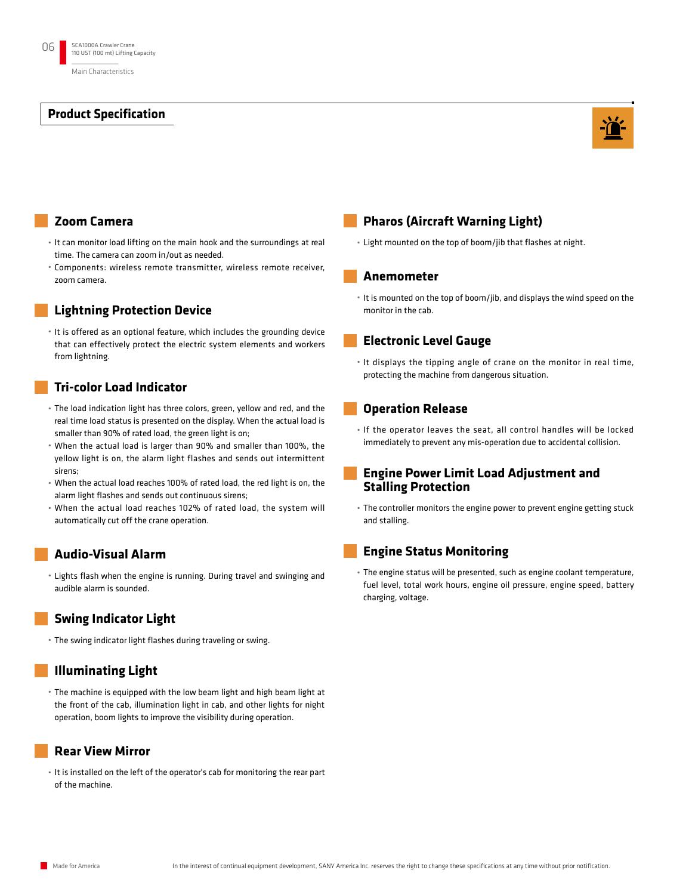## Product Specification

### Zoom Camera

- It can monitor load lifting on the main hook and the surroundings at real time. The camera can zoom in/out as needed.
- Components: wireless remote transmitter, wireless remote receiver, zoom camera.

### Lightning Protection Device

- It is offered as an optional feature, which includes the grounding device that can effectively protect the electric system elements and workers from lightning.

### Tri-color Load Indicator

- The load indication light has three colors, green, yellow and red, and the real time load status is presented on the display. When the actual load is smaller than 90% of rated load, the green light is on;
- When the actual load is larger than 90% and smaller than 100%, the yellow light is on, the alarm light flashes and sends out intermittent sirens;
- When the actual load reaches 100% of rated load, the red light is on, the alarm light flashes and sends out continuous sirens;
- When the actual load reaches 102% of rated load, the system will automatically cut off the crane operation.

### Audio-Visual Alarm

- Lights flash when the engine is running. During travel and swinging and audible alarm is sounded.

### Swing Indicator Light

- The swing indicator light flashes during traveling or swing.

### Illuminating Light

- The machine is equipped with the low beam light and high beam light at the front of the cab, illumination light in cab, and other lights for night operation, boom lights to improve the visibility during operation.

### Rear View Mirror

- It is installed on the left of the operator's cab for monitoring the rear part of the machine.

### Pharos (Aircraft Warning Light)

- Light mounted on the top of boom/jib that flashes at night.

### Anemometer

- It is mounted on the top of boom/jib, and displays the wind speed on the monitor in the cab.

### Electronic Level Gauge

- It displays the tipping angle of crane on the monitor in real time, protecting the machine from dangerous situation.

### Operation Release

- If the operator leaves the seat, all control handles will be locked immediately to prevent any mis-operation due to accidental collision.

### Engine Power Limit Load Adjustment and Stalling Protection

- The controller monitors the engine power to prevent engine getting stuck and stalling.

### Engine Status Monitoring

- The engine status will be presented, such as engine coolant temperature, fuel level, total work hours, engine oil pressure, engine speed, battery charging, voltage.

In the interest of continual equipment development, SANY America Inc. reserves the right to change these specifications at any time without prior notification.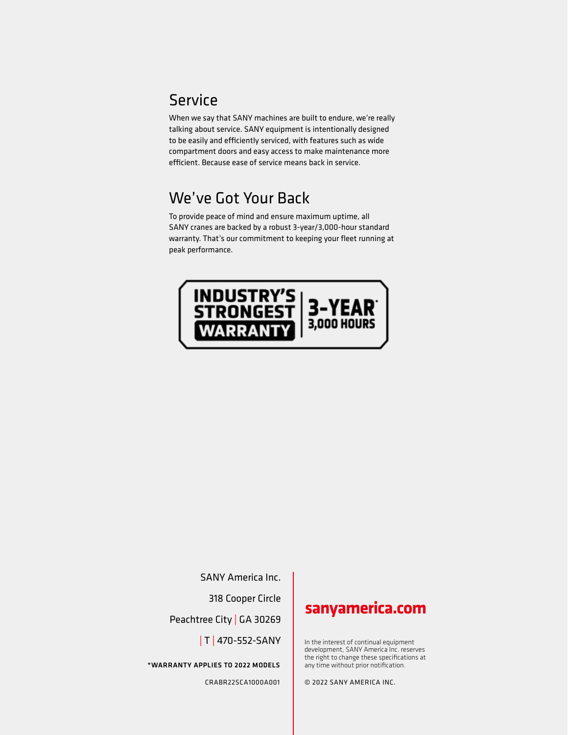## Service

When we say that SANY machines are built to endure, we're really talking about service. SANY equipment is intentionally designed to be easily and efficiently serviced, with features such as wide compartment doors and easy access to make maintenance more efficient. Because ease of service means back in service.

## We've Got Your Back

To provide peace of mind and ensure maximum uptime, all SANY cranes are backed by a robust 3-year/3,000-hour standard warranty. That's our commitment to keeping your fleet running at peak performance.

**INDUSTRY'S STRONGEST WARRANTY**

**3-YEAR*** **3,000 HOURS**

SANY America Inc.

318 Cooper Circle

Peachtree City | GA 30269

| T | 470-552-SANY

***WARRANTY APPLIES TO 2022 MODELS**

CRABR22SCA1000A001

**sanyamerica.com**

In the interest of continual equipment development, SANY America Inc. reserves the right to change these specifications at any time without prior notification.

© 2022 SANY AMERICA INC.